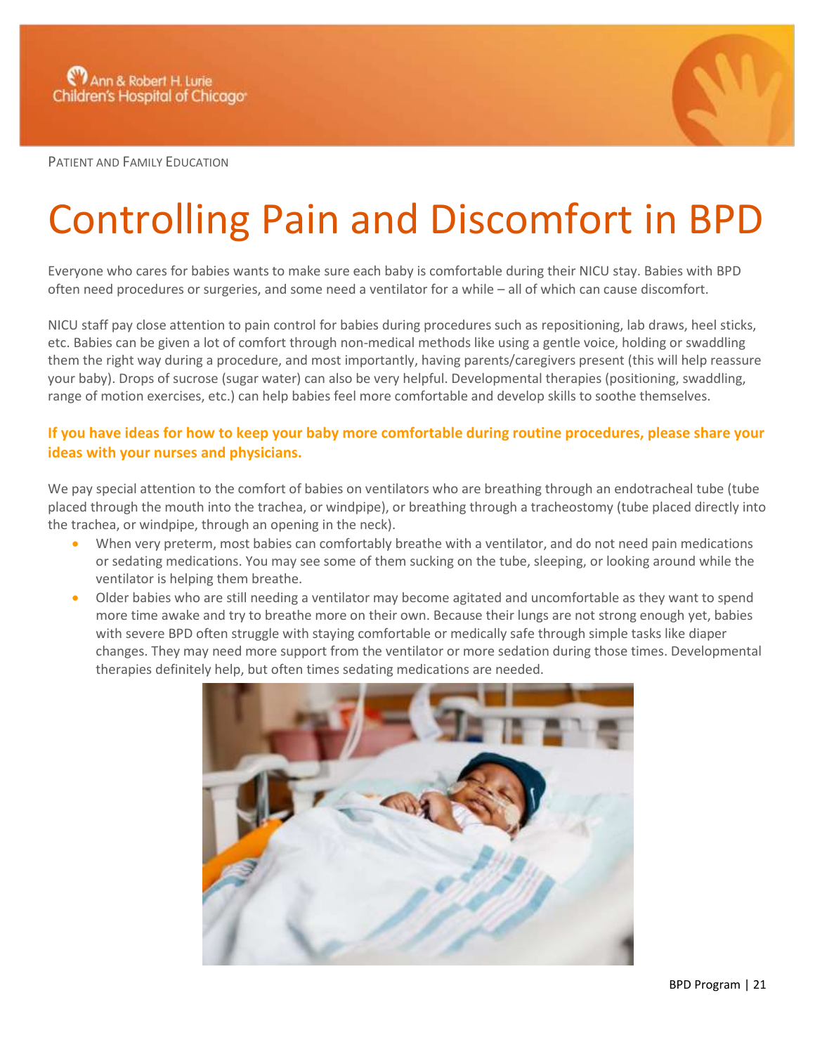PATIENT AND FAMILY EDUCATION

# Controlling Pain and Discomfort in BPD

Everyone who cares for babies wants to make sure each baby is comfortable during their NICU stay. Babies with BPD often need procedures or surgeries, and some need a ventilator for a while – all of which can cause discomfort.

NICU staff pay close attention to pain control for babies during procedures such as repositioning, lab draws, heel sticks, etc. Babies can be given a lot of comfort through non-medical methods like using a gentle voice, holding or swaddling them the right way during a procedure, and most importantly, having parents/caregivers present (this will help reassure your baby). Drops of sucrose (sugar water) can also be very helpful. Developmental therapies (positioning, swaddling, range of motion exercises, etc.) can help babies feel more comfortable and develop skills to soothe themselves.

**If you have ideas for how to keep your baby more comfortable during routine procedures, please share your ideas with your nurses and physicians.**

We pay special attention to the comfort of babies on ventilators who are breathing through an endotracheal tube (tube placed through the mouth into the trachea, or windpipe), or breathing through a tracheostomy (tube placed directly into the trachea, or windpipe, through an opening in the neck).

- When very preterm, most babies can comfortably breathe with a ventilator, and do not need pain medications or sedating medications. You may see some of them sucking on the tube, sleeping, or looking around while the ventilator is helping them breathe.
- Older babies who are still needing a ventilator may become agitated and uncomfortable as they want to spend more time awake and try to breathe more on their own. Because their lungs are not strong enough yet, babies with severe BPD often struggle with staying comfortable or medically safe through simple tasks like diaper changes. They may need more support from the ventilator or more sedation during those times. Developmental therapies definitely help, but often times sedating medications are needed.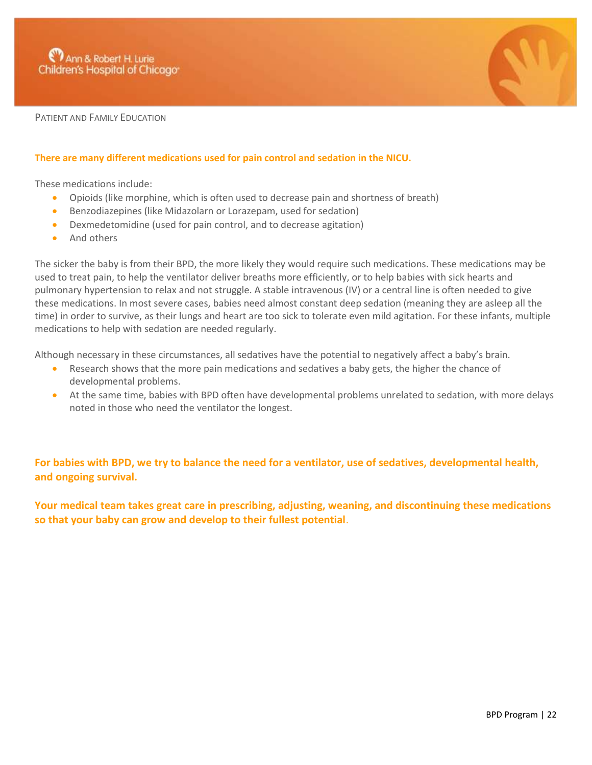**There are many different medications used for pain control and sedation in the NICU.**

These medications include:

- Opioids (like morphine, which is often used to decrease pain and shortness of breath)
- Benzodiazepines (like Midazolarn or Lorazepam, used for sedation)
- Dexmedetomidine (used for pain control, and to decrease agitation)
- And others

The sicker the baby is from their BPD, the more likely they would require such medications. These medications may be used to treat pain, to help the ventilator deliver breaths more efficiently, or to help babies with sick hearts and pulmonary hypertension to relax and not struggle. A stable intravenous (IV) or a central line is often needed to give these medications. In most severe cases, babies need almost constant deep sedation (meaning they are asleep all the time) in order to survive, as their lungs and heart are too sick to tolerate even mild agitation. For these infants, multiple medications to help with sedation are needed regularly.

Although necessary in these circumstances, all sedatives have the potential to negatively affect a baby's brain.

- Research shows that the more pain medications and sedatives a baby gets, the higher the chance of developmental problems.
- At the same time, babies with BPD often have developmental problems unrelated to sedation, with more delays noted in those who need the ventilator the longest.

**For babies with BPD, we try to balance the need for a ventilator, use of sedatives, developmental health, and ongoing survival.**

**Your medical team takes great care in prescribing, adjusting, weaning, and discontinuing these medications so that your baby can grow and develop to their fullest potential.**